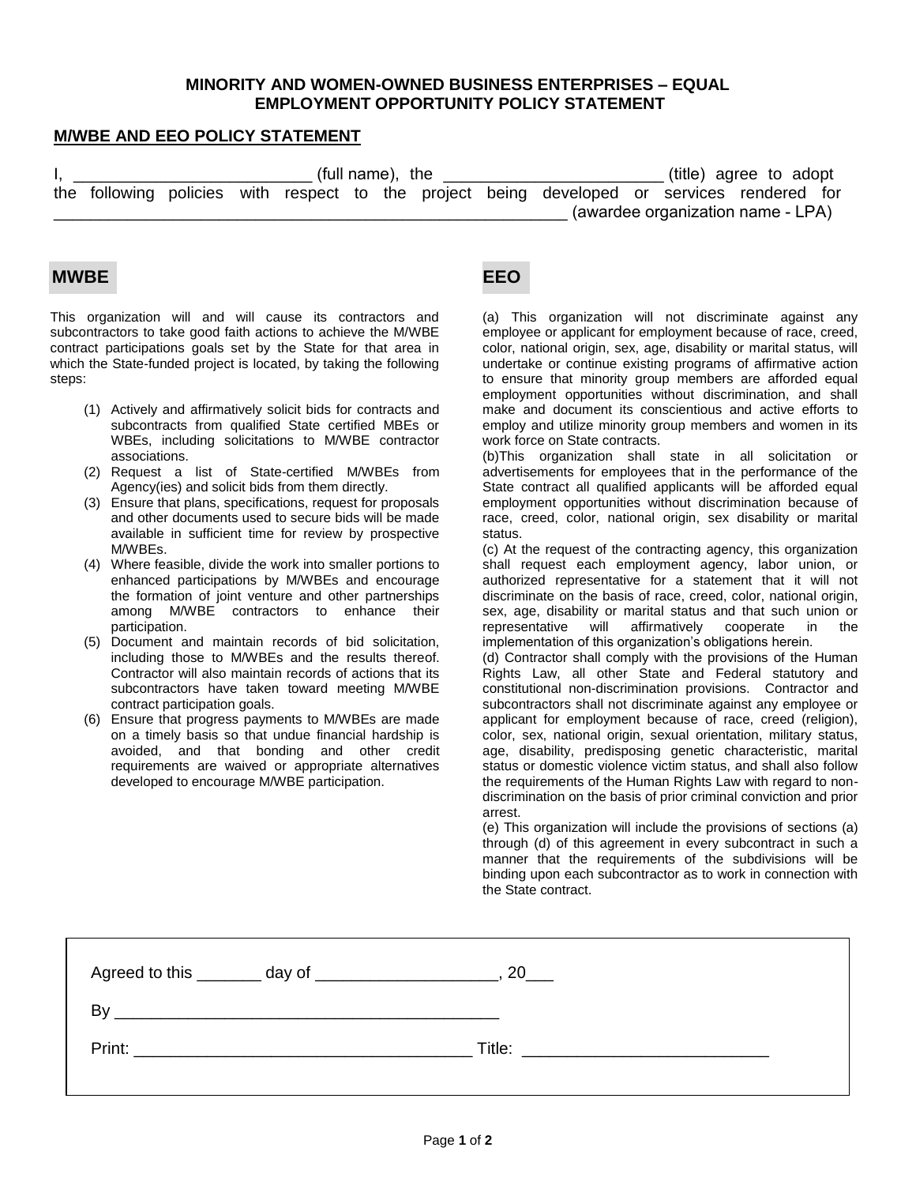# MINORITY AND WOMEN-OWNED BUSINESS ENTERPRISES – EQUAL EMPLOYMENT OPPORTUNITY POLICY STATEMENT

## M/WBE AND EEO POLICY STATEMENT

I, __________________________ (full name), the ________________________ (title) agree to adopt the following policies with respect to the project being developed or services rendered for _________________________________________________________ (awardee organization name - LPA)

## MWBE

This organization will and will cause its contractors and subcontractors to take good faith actions to achieve the M/WBE contract participations goals set by the State for that area in which the State-funded project is located, by taking the following steps:

1. Actively and affirmatively solicit bids for contracts and subcontracts from qualified State certified MBEs or WBEs, including solicitations to M/WBE contractor associations.
2. Request a list of State-certified M/WBEs from Agency(ies) and solicit bids from them directly.
3. Ensure that plans, specifications, request for proposals and other documents used to secure bids will be made available in sufficient time for review by prospective M/WBEs.
4. Where feasible, divide the work into smaller portions to enhanced participations by M/WBEs and encourage the formation of joint venture and other partnerships among M/WBE contractors to enhance their participation.
5. Document and maintain records of bid solicitation, including those to M/WBEs and the results thereof. Contractor will also maintain records of actions that its subcontractors have taken toward meeting M/WBE contract participation goals.
6. Ensure that progress payments to M/WBEs are made on a timely basis so that undue financial hardship is avoided, and that bonding and other credit requirements are waived or appropriate alternatives developed to encourage M/WBE participation.

## EEO

(a) This organization will not discriminate against any employee or applicant for employment because of race, creed, color, national origin, sex, age, disability or marital status, will undertake or continue existing programs of affirmative action to ensure that minority group members are afforded equal employment opportunities without discrimination, and shall make and document its conscientious and active efforts to employ and utilize minority group members and women in its work force on State contracts.

(b)This organization shall state in all solicitation or advertisements for employees that in the performance of the State contract all qualified applicants will be afforded equal employment opportunities without discrimination because of race, creed, color, national origin, sex disability or marital status.

(c) At the request of the contracting agency, this organization shall request each employment agency, labor union, or authorized representative for a statement that it will not discriminate on the basis of race, creed, color, national origin, sex, age, disability or marital status and that such union or representative will affirmatively cooperate in the implementation of this organization's obligations herein.

(d) Contractor shall comply with the provisions of the Human Rights Law, all other State and Federal statutory and constitutional non-discrimination provisions. Contractor and subcontractors shall not discriminate against any employee or applicant for employment because of race, creed (religion), color, sex, national origin, sexual orientation, military status, age, disability, predisposing genetic characteristic, marital status or domestic violence victim status, and shall also follow the requirements of the Human Rights Law with regard to non-discrimination on the basis of prior criminal conviction and prior arrest.

(e) This organization will include the provisions of sections (a) through (d) of this agreement in every subcontract in such a manner that the requirements of the subdivisions will be binding upon each subcontractor as to work in connection with the State contract.

Agreed to this _______ day of ____________________, 20___

By ___________________________________________

Print: _____________________________________ Title: ___________________________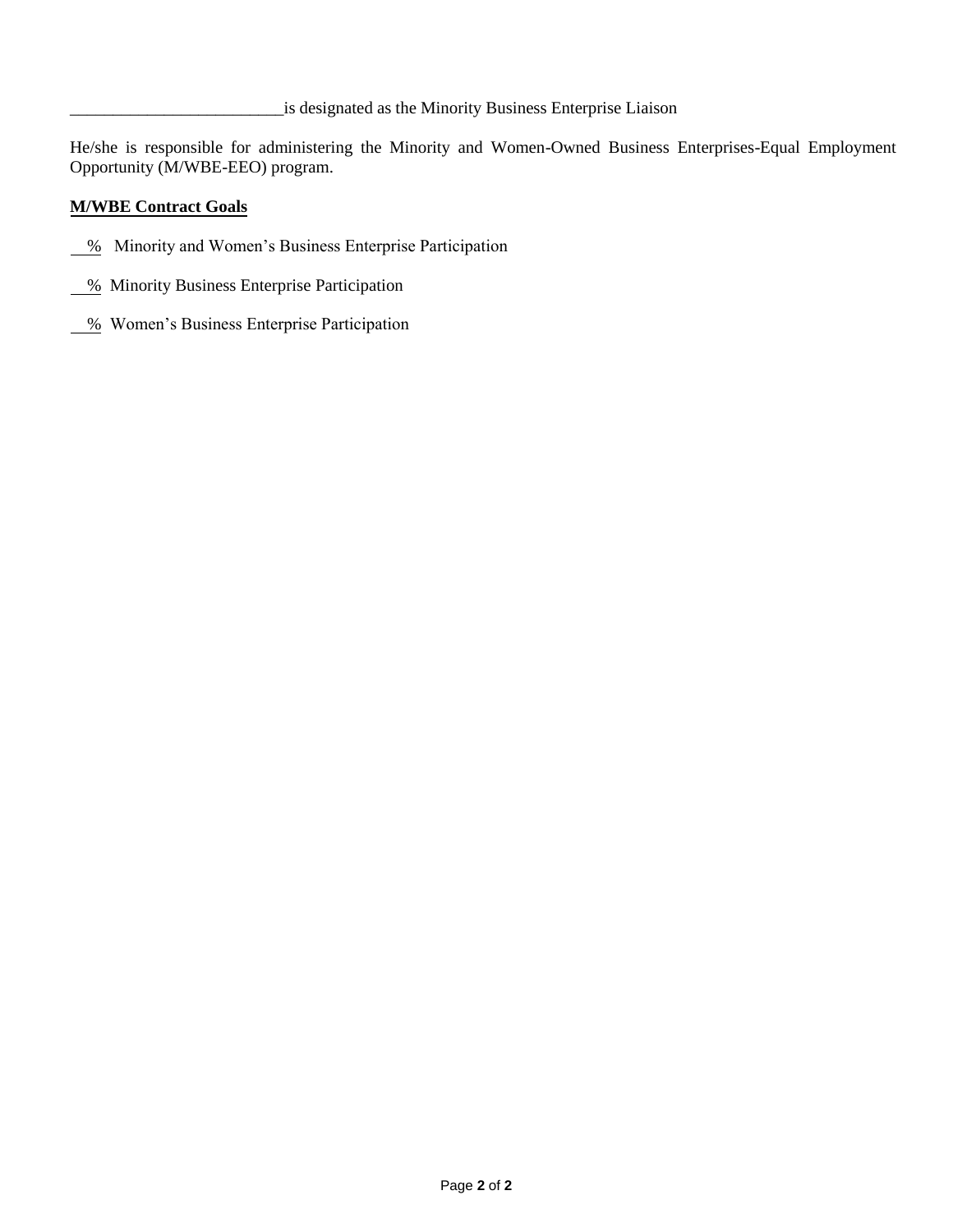_________________________is designated as the Minority Business Enterprise Liaison

He/she is responsible for administering the Minority and Women-Owned Business Enterprises-Equal Employment Opportunity (M/WBE-EEO) program.

**M/WBE Contract Goals**

___% Minority and Women's Business Enterprise Participation

___% Minority Business Enterprise Participation

___% Women's Business Enterprise Participation